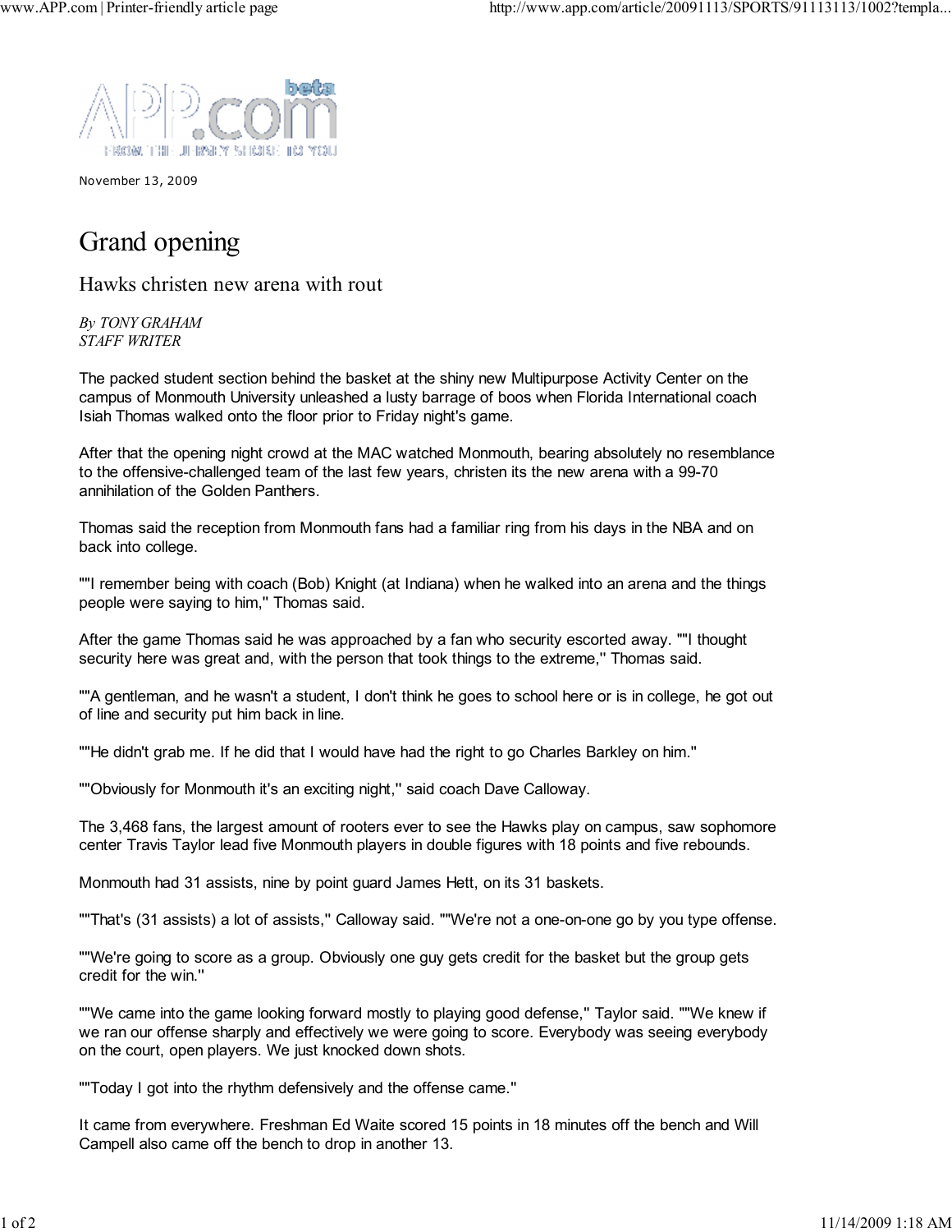November 13, 2009

# Grand opening

## Hawks christen new arena with rout

*By TONY GRAHAM*
*STAFF WRITER*

The packed student section behind the basket at the shiny new Multipurpose Activity Center on the campus of Monmouth University unleashed a lusty barrage of boos when Florida International coach Isiah Thomas walked onto the floor prior to Friday night's game.

After that the opening night crowd at the MAC watched Monmouth, bearing absolutely no resemblance to the offensive-challenged team of the last few years, christen its the new arena with a 99-70 annihilation of the Golden Panthers.

Thomas said the reception from Monmouth fans had a familiar ring from his days in the NBA and on back into college.

""I remember being with coach (Bob) Knight (at Indiana) when he walked into an arena and the things people were saying to him,'' Thomas said.

After the game Thomas said he was approached by a fan who security escorted away. ""I thought security here was great and, with the person that took things to the extreme,'' Thomas said.

""A gentleman, and he wasn't a student, I don't think he goes to school here or is in college, he got out of line and security put him back in line.

""He didn't grab me. If he did that I would have had the right to go Charles Barkley on him.''

""Obviously for Monmouth it's an exciting night,'' said coach Dave Calloway.

The 3,468 fans, the largest amount of rooters ever to see the Hawks play on campus, saw sophomore center Travis Taylor lead five Monmouth players in double figures with 18 points and five rebounds.

Monmouth had 31 assists, nine by point guard James Hett, on its 31 baskets.

""That's (31 assists) a lot of assists,'' Calloway said. ""We're not a one-on-one go by you type offense.

""We're going to score as a group. Obviously one guy gets credit for the basket but the group gets credit for the win.''

""We came into the game looking forward mostly to playing good defense,'' Taylor said. ""We knew if we ran our offense sharply and effectively we were going to score. Everybody was seeing everybody on the court, open players. We just knocked down shots.

""Today I got into the rhythm defensively and the offense came.''

It came from everywhere. Freshman Ed Waite scored 15 points in 18 minutes off the bench and Will Campell also came off the bench to drop in another 13.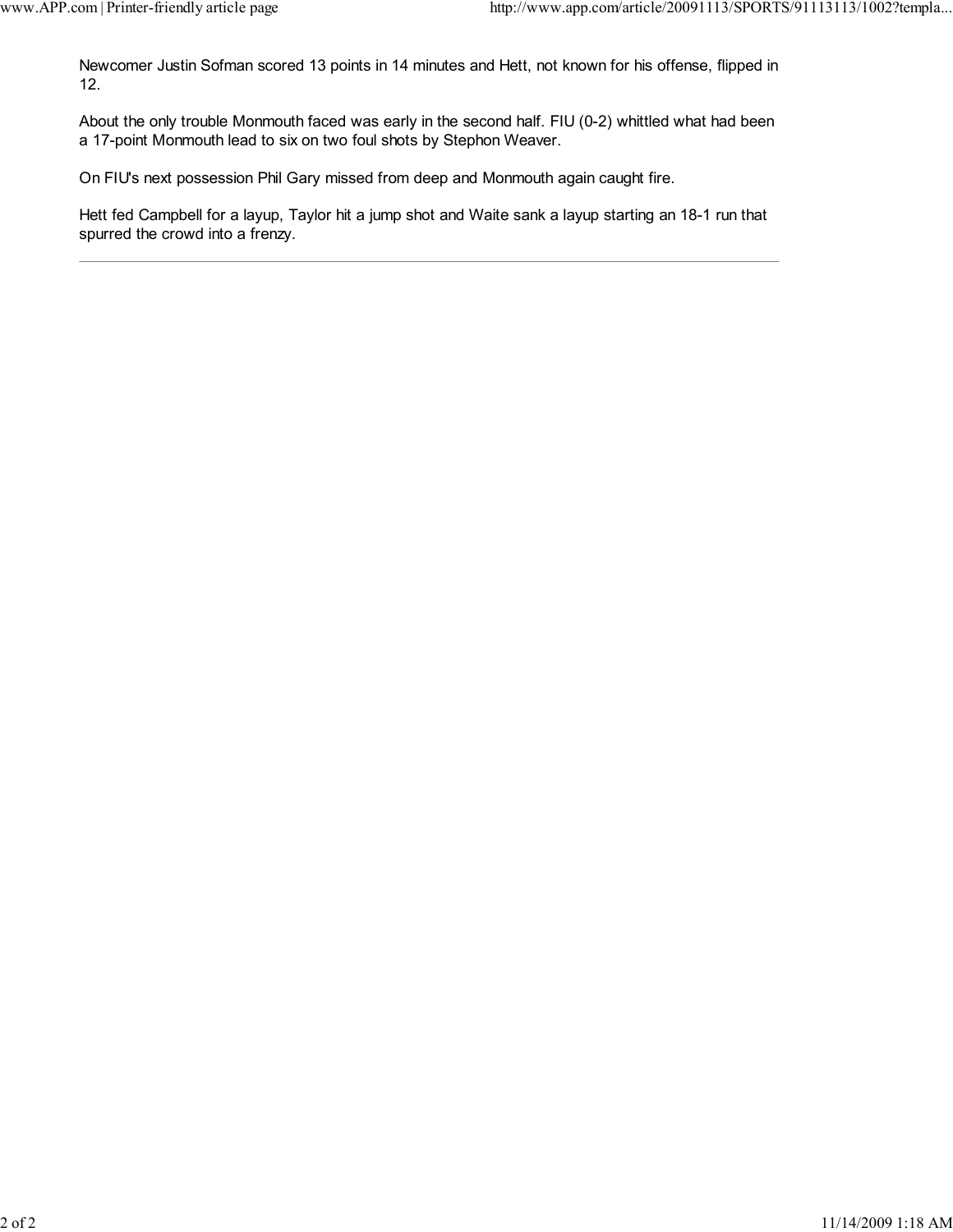Newcomer Justin Sofman scored 13 points in 14 minutes and Hett, not known for his offense, flipped in 12.

About the only trouble Monmouth faced was early in the second half. FIU (0-2) whittled what had been a 17-point Monmouth lead to six on two foul shots by Stephon Weaver.

On FIU's next possession Phil Gary missed from deep and Monmouth again caught fire.

Hett fed Campbell for a layup, Taylor hit a jump shot and Waite sank a layup starting an 18-1 run that spurred the crowd into a frenzy.